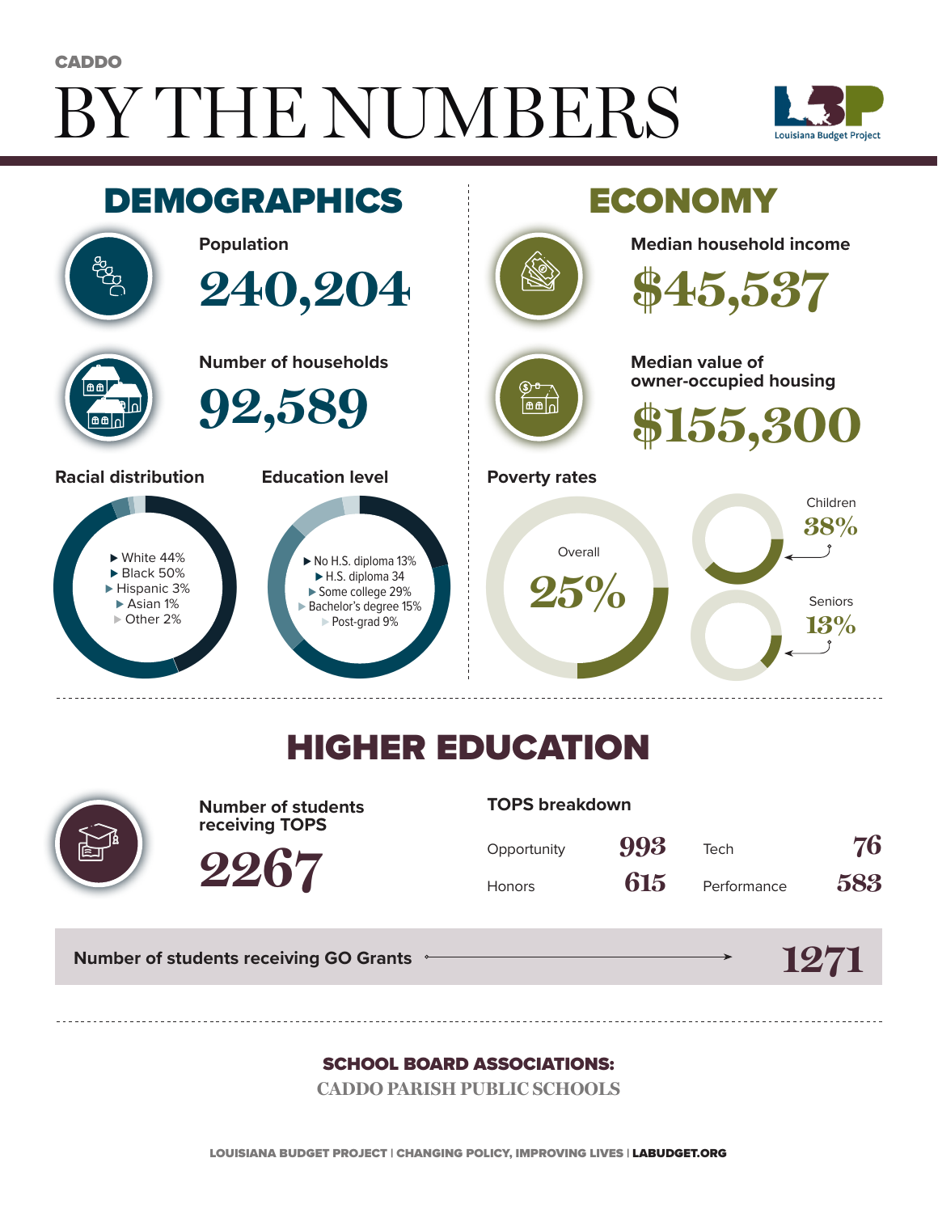CADDO

# BY THE NUMBERS

Louisiana Budget Project

## DEMOGRAPHICS

**Population**

240,204

**Number of households**

92,589

**Racial distribution**

- White 44%
- Black 50%
- Hispanic 3%
- Asian 1%
- Other 2%

**Education level**

- No H.S. diploma 13%
- H.S. diploma 34
- Some college 29%
- Bachelor's degree 15%
- Post-grad 9%

## ECONOMY

**Median household income**

$45,537

**Median value of owner-occupied housing**

$155,300

**Poverty rates**

Overall

25%

Children

38%

Seniors

13%

## HIGHER EDUCATION

**Number of students receiving TOPS**

2267

**TOPS breakdown**

| | | | |
|---|---|---|---|
| Opportunity | 993 | Tech | 76 |
| Honors | 615 | Performance | 583 |

**Number of students receiving GO Grants** 1271

**SCHOOL BOARD ASSOCIATIONS:**

CADDO PARISH PUBLIC SCHOOLS

LOUISIANA BUDGET PROJECT | CHANGING POLICY, IMPROVING LIVES | LABUDGET.ORG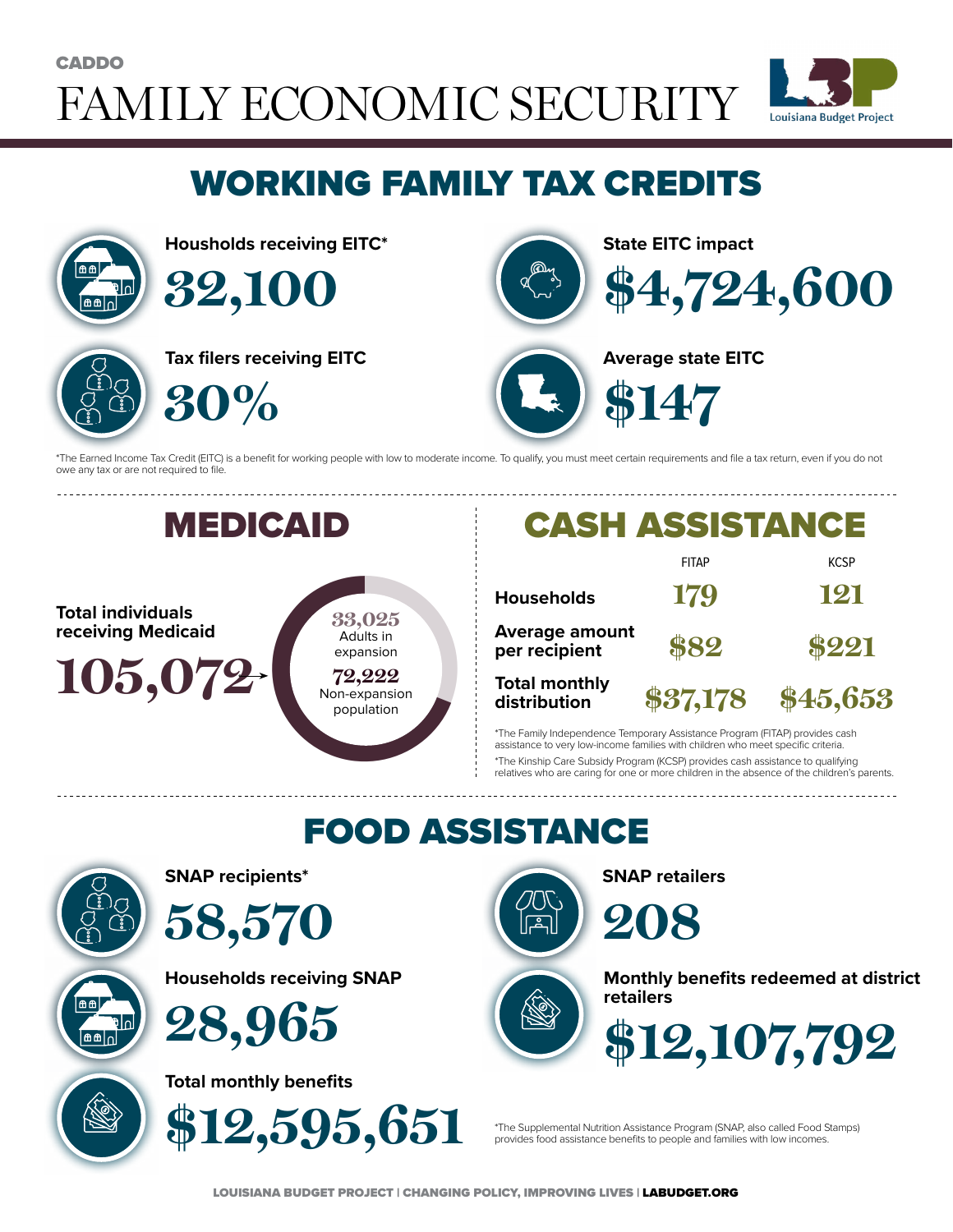CADDO

# FAMILY ECONOMIC SECURITY

Louisiana Budget Project

## WORKING FAMILY TAX CREDITS

**Households receiving EITC***

**32,100**

**State EITC impact**

**$4,724,600**

**Tax filers receiving EITC**

**30%**

**Average state EITC**

**$147**

*The Earned Income Tax Credit (EITC) is a benefit for working people with low to moderate income. To qualify, you must meet certain requirements and file a tax return, even if you do not owe any tax or are not required to file.

## MEDICAID

**Total individuals receiving Medicaid**

**105,072**

33,025
Adults in expansion

72,222
Non-expansion population

## CASH ASSISTANCE

| | FITAP | KCSP |
|---|---|---|
| **Households** | 179 | 121 |
| **Average amount per recipient** | $82 | $221 |
| **Total monthly distribution** | $37,178 | $45,653 |

*The Family Independence Temporary Assistance Program (FITAP) provides cash assistance to very low-income families with children who meet specific criteria.

*The Kinship Care Subsidy Program (KCSP) provides cash assistance to qualifying relatives who are caring for one or more children in the absence of the children's parents.

## FOOD ASSISTANCE

**SNAP recipients***

**58,570**

**Households receiving SNAP**

**28,965**

**Total monthly benefits**

**$12,595,651**

**SNAP retailers**

**208**

**Monthly benefits redeemed at district retailers**

**$12,107,792**

*The Supplemental Nutrition Assistance Program (SNAP, also called Food Stamps) provides food assistance benefits to people and families with low incomes.

LOUISIANA BUDGET PROJECT | CHANGING POLICY, IMPROVING LIVES | LABUDGET.ORG